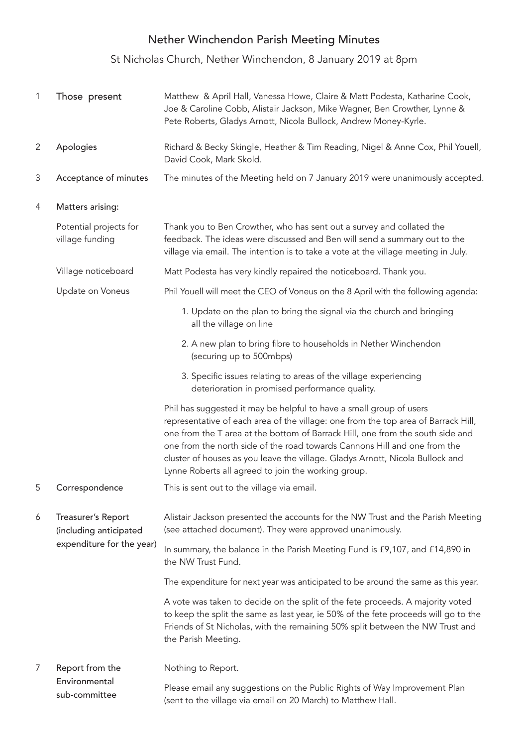# Nether Winchendon Parish Meeting Minutes

## St Nicholas Church, Nether Winchendon, 8 January 2019 at 8pm

| | | |
|---|---|---|
| 1 | **Those present** | Matthew & April Hall, Vanessa Howe, Claire & Matt Podesta, Katharine Cook, Joe & Caroline Cobb, Alistair Jackson, Mike Wagner, Ben Crowther, Lynne & Pete Roberts, Gladys Arnott, Nicola Bullock, Andrew Money-Kyrle. |
| 2 | **Apologies** | Richard & Becky Skingle, Heather & Tim Reading, Nigel & Anne Cox, Phil Youell, David Cook, Mark Skold. |
| 3 | **Acceptance of minutes** | The minutes of the Meeting held on 7 January 2019 were unanimously accepted. |
| 4 | **Matters arising:** | |
| | Potential projects for village funding | Thank you to Ben Crowther, who has sent out a survey and collated the feedback. The ideas were discussed and Ben will send a summary out to the village via email. The intention is to take a vote at the village meeting in July. |
| | Village noticeboard | Matt Podesta has very kindly repaired the noticeboard. Thank you. |
| | Update on Voneus | Phil Youell will meet the CEO of Voneus on the 8 April with the following agenda:<br>1. Update on the plan to bring the signal via the church and bringing all the village on line<br>2. A new plan to bring fibre to households in Nether Winchendon (securing up to 500mbps)<br>3. Specific issues relating to areas of the village experiencing deterioration in promised performance quality.<br><br>Phil has suggested it may be helpful to have a small group of users representative of each area of the village: one from the top area of Barrack Hill, one from the T area at the bottom of Barrack Hill, one from the south side and one from the north side of the road towards Cannons Hill and one from the cluster of houses as you leave the village. Gladys Arnott, Nicola Bullock and Lynne Roberts all agreed to join the working group. |
| 5 | **Correspondence** | This is sent out to the village via email. |
| 6 | **Treasurer's Report (including anticipated expenditure for the year)** | Alistair Jackson presented the accounts for the NW Trust and the Parish Meeting (see attached document). They were approved unanimously.<br><br>In summary, the balance in the Parish Meeting Fund is £9,107, and £14,890 in the NW Trust Fund.<br><br>The expenditure for next year was anticipated to be around the same as this year.<br><br>A vote was taken to decide on the split of the fete proceeds. A majority voted to keep the split the same as last year, ie 50% of the fete proceeds will go to the Friends of St Nicholas, with the remaining 50% split between the NW Trust and the Parish Meeting. |
| 7 | **Report from the Environmental sub-committee** | Nothing to Report.<br><br>Please email any suggestions on the Public Rights of Way Improvement Plan (sent to the village via email on 20 March) to Matthew Hall. |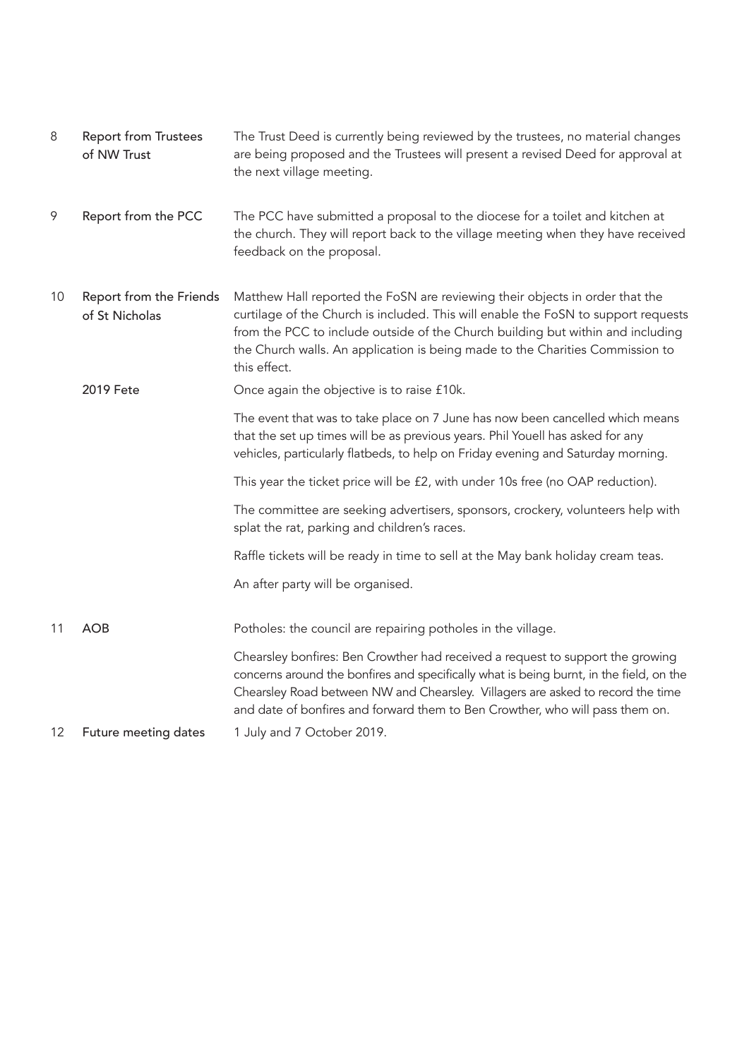| | | |
|---|---|---|
| 8 | Report from Trustees of NW Trust | The Trust Deed is currently being reviewed by the trustees, no material changes are being proposed and the Trustees will present a revised Deed for approval at the next village meeting. |
| 9 | Report from the PCC | The PCC have submitted a proposal to the diocese for a toilet and kitchen at the church. They will report back to the village meeting when they have received feedback on the proposal. |
| 10 | Report from the Friends of St Nicholas | Matthew Hall reported the FoSN are reviewing their objects in order that the curtilage of the Church is included. This will enable the FoSN to support requests from the PCC to include outside of the Church building but within and including the Church walls. An application is being made to the Charities Commission to this effect. |
| | 2019 Fete | Once again the objective is to raise £10k.<br><br>The event that was to take place on 7 June has now been cancelled which means that the set up times will be as previous years. Phil Youell has asked for any vehicles, particularly flatbeds, to help on Friday evening and Saturday morning.<br><br>This year the ticket price will be £2, with under 10s free (no OAP reduction).<br><br>The committee are seeking advertisers, sponsors, crockery, volunteers help with splat the rat, parking and children's races.<br><br>Raffle tickets will be ready in time to sell at the May bank holiday cream teas.<br><br>An after party will be organised. |
| 11 | AOB | Potholes: the council are repairing potholes in the village.<br><br>Chearsley bonfires: Ben Crowther had received a request to support the growing concerns around the bonfires and specifically what is being burnt, in the field, on the Chearsley Road between NW and Chearsley. Villagers are asked to record the time and date of bonfires and forward them to Ben Crowther, who will pass them on. |
| 12 | Future meeting dates | 1 July and 7 October 2019. |